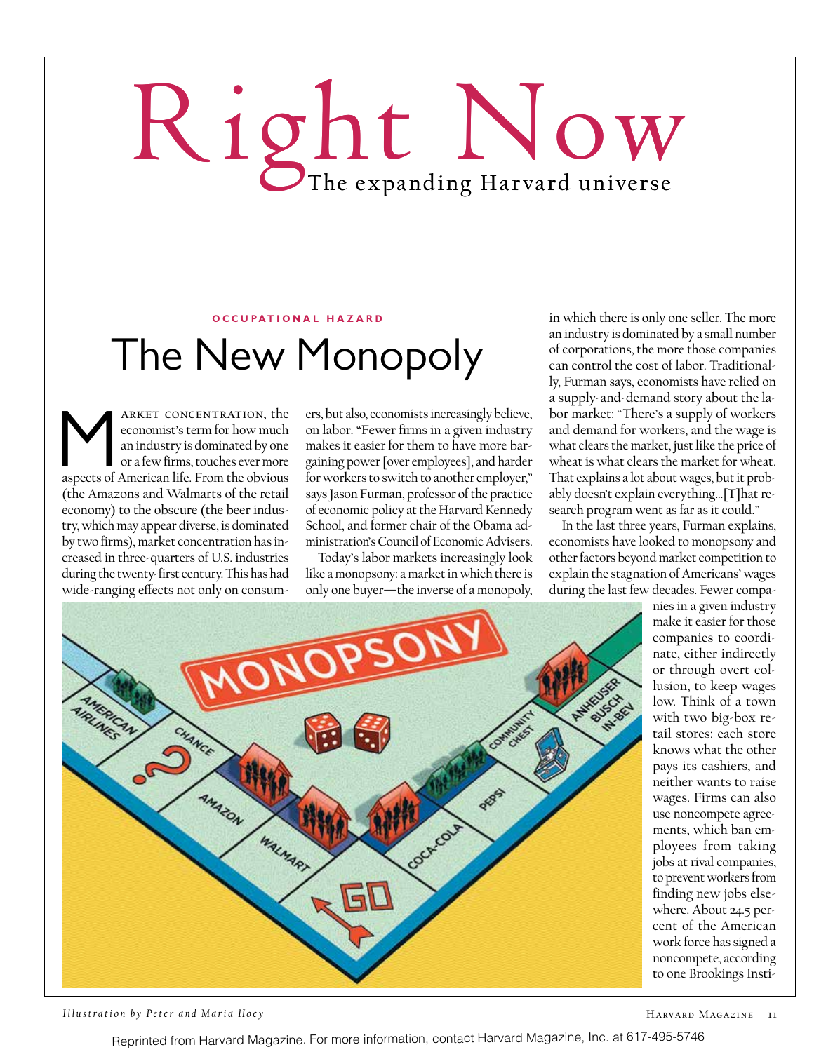# Right Now

The expanding Harvard universe

**OCCUPATIONAL HAZARD**

## The New Monopoly

Market concentration, the economist's term for how much an industry is dominated by one or a few firms, touches ever more aspects of American life. From the obvious (the Amazons and Walmarts of the retail economy) to the obscure (the beer industry, which may appear diverse, is dominated by two firms), market concentration has increased in three-quarters of U.S. industries during the twenty-first century. This has had wide-ranging effects not only on consumers, but also, economists increasingly believe, on labor. "Fewer firms in a given industry makes it easier for them to have more bargaining power [over employees], and harder for workers to switch to another employer," says Jason Furman, professor of the practice of economic policy at the Harvard Kennedy School, and former chair of the Obama administration's Council of Economic Advisers.

Today's labor markets increasingly look like a monopsony: a market in which there is only one buyer—the inverse of a monopoly, in which there is only one seller. The more an industry is dominated by a small number of corporations, the more those companies can control the cost of labor. Traditionally, Furman says, economists have relied on a supply-and-demand story about the labor market: "There's a supply of workers and demand for workers, and the wage is what clears the market, just like the price of wheat is what clears the market for wheat. That explains a lot about wages, but it probably doesn't explain everything….[T]hat research program went as far as it could."

In the last three years, Furman explains, economists have looked to monopsony and other factors beyond market competition to explain the stagnation of Americans' wages during the last few decades. Fewer companies in a given industry make it easier for those companies to coordinate, either indirectly or through overt collusion, to keep wages low. Think of a town with two big-box retail stores: each store knows what the other pays its cashiers, and neither wants to raise wages. Firms can also use noncompete agreements, which ban employees from taking jobs at rival companies, to prevent workers from finding new jobs elsewhere. About 24.5 percent of the American work force has signed a noncompete, according to one Brookings Insti-

*Illustration by Peter and Maria Hoey*

Reprinted from Harvard Magazine. For more information, contact Harvard Magazine, Inc. at 617-495-5746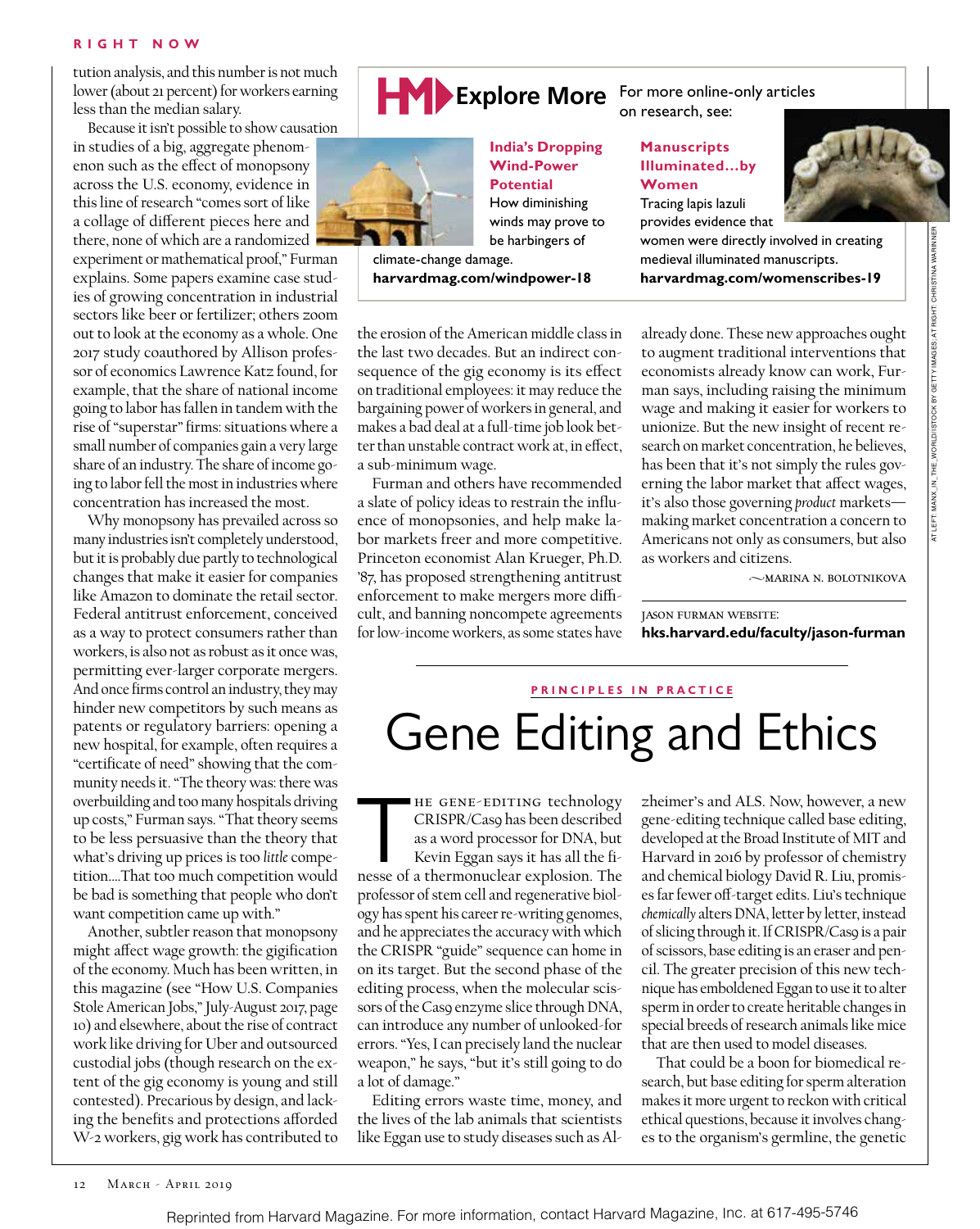tution analysis, and this number is not much lower (about 21 percent) for workers earning less than the median salary.

Because it isn't possible to show causation in studies of a big, aggregate phenomenon such as the effect of monopsony across the U.S. economy, evidence in this line of research "comes sort of like a collage of different pieces here and there, none of which are a randomized experiment or mathematical proof," Furman explains. Some papers examine case studies of growing concentration in industrial sectors like beer or fertilizer; others zoom out to look at the economy as a whole. One 2017 study coauthored by Allison professor of economics Lawrence Katz found, for example, that the share of national income going to labor has fallen in tandem with the rise of "superstar" firms: situations where a small number of companies gain a very large share of an industry. The share of income going to labor fell the most in industries where concentration has increased the most.

Why monopsony has prevailed across so many industries isn't completely understood, but it is probably due partly to technological changes that make it easier for companies like Amazon to dominate the retail sector. Federal antitrust enforcement, conceived as a way to protect consumers rather than workers, is also not as robust as it once was, permitting ever-larger corporate mergers. And once firms control an industry, they may hinder new competitors by such means as patents or regulatory barriers: opening a new hospital, for example, often requires a "certificate of need" showing that the community needs it. "The theory was: there was overbuilding and too many hospitals driving up costs," Furman says. "That theory seems to be less persuasive than the theory that what's driving up prices is too *little* competition....That too much competition would be bad is something that people who don't want competition came up with."

Another, subtler reason that monopsony might affect wage growth: the gigification of the economy. Much has been written, in this magazine (see "How U.S. Companies Stole American Jobs," July-August 2017, page 10) and elsewhere, about the rise of contract work like driving for Uber and outsourced custodial jobs (though research on the extent of the gig economy is young and still contested). Precarious by design, and lacking the benefits and protections afforded W-2 workers, gig work has contributed to the erosion of the American middle class in the last two decades. But an indirect consequence of the gig economy is its effect on traditional employees: it may reduce the bargaining power of workers in general, and makes a bad deal at a full-time job look better than unstable contract work at, in effect, a sub-minimum wage.

Furman and others have recommended a slate of policy ideas to restrain the influence of monopsonies, and help make labor markets freer and more competitive. Princeton economist Alan Krueger, Ph.D. '87, has proposed strengthening antitrust enforcement to make mergers more difficult, and banning noncompete agreements for low-income workers, as some states have already done. These new approaches ought to augment traditional interventions that economists already know can work, Furman says, including raising the minimum wage and making it easier for workers to unionize. But the new insight of recent research on market concentration, he believes, has been that it's not simply the rules governing the labor market that affect wages, it's also those governing *product* markets—making market concentration a concern to Americans not only as consumers, but also as workers and citizens.

~MARINA N. BOLOTNIKOVA

JASON FURMAN WEBSITE:
**hks.harvard.edu/faculty/jason-furman**

**Explore More** For more online-only articles on research, see:

**India's Dropping Wind-Power Potential**
How diminishing winds may prove to be harbingers of climate-change damage.
**harvardmag.com/windpower-18**

**Manuscripts Illuminated…by Women**
Tracing lapis lazuli provides evidence that women were directly involved in creating medieval illuminated manuscripts.
**harvardmag.com/womenscribes-19**

AT LEFT: MANX_IN_THE_WORLD/ISTOCK BY GETTY IMAGES; AT RIGHT: CHRISTINA WARINNER

PRINCIPLES IN PRACTICE

# Gene Editing and Ethics

THE GENE-EDITING technology CRISPR/Cas9 has been described as a word processor for DNA, but Kevin Eggan says it has all the finesse of a thermonuclear explosion. The professor of stem cell and regenerative biology has spent his career re-writing genomes, and he appreciates the accuracy with which the CRISPR "guide" sequence can home in on its target. But the second phase of the editing process, when the molecular scissors of the Cas9 enzyme slice through DNA, can introduce any number of unlooked-for errors. "Yes, I can precisely land the nuclear weapon," he says, "but it's still going to do a lot of damage."

Editing errors waste time, money, and the lives of the lab animals that scientists like Eggan use to study diseases such as Alzheimer's and ALS. Now, however, a new gene-editing technique called base editing, developed at the Broad Institute of MIT and Harvard in 2016 by professor of chemistry and chemical biology David R. Liu, promises far fewer off-target edits. Liu's technique *chemically* alters DNA, letter by letter, instead of slicing through it. If CRISPR/Cas9 is a pair of scissors, base editing is an eraser and pencil. The greater precision of this new technique has emboldened Eggan to use it to alter sperm in order to create heritable changes in special breeds of research animals like mice that are then used to model diseases.

That could be a boon for biomedical research, but base editing for sperm alteration makes it more urgent to reckon with critical ethical questions, because it involves changes to the organism's germline, the genetic

Reprinted from Harvard Magazine. For more information, contact Harvard Magazine, Inc. at 617-495-5746